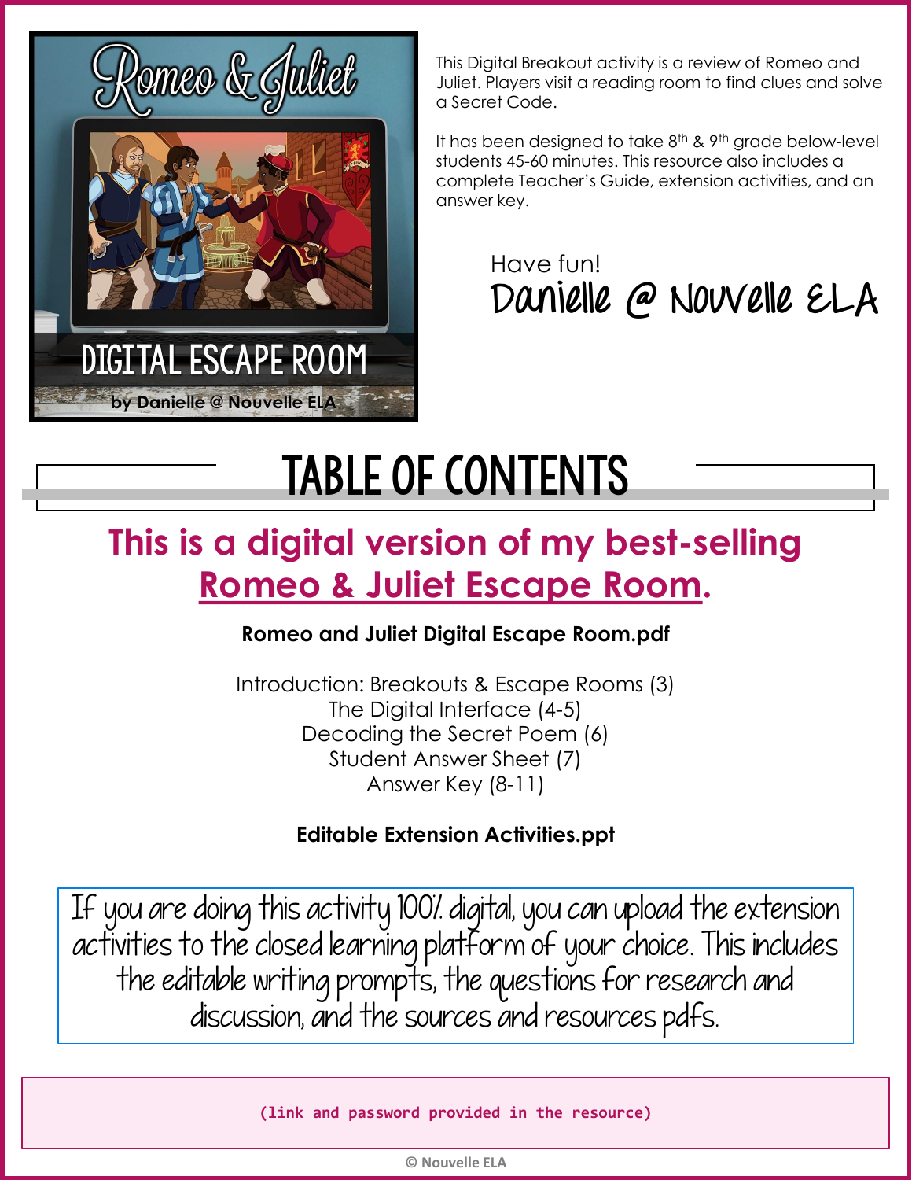Romeo & Juliet

DIGITAL ESCAPE ROOM

by Danielle @ Nouvelle ELA

This Digital Breakout activity is a review of Romeo and Juliet. Players visit a reading room to find clues and solve a Secret Code.

It has been designed to take 8th & 9th grade below-level students 45-60 minutes. This resource also includes a complete Teacher's Guide, extension activities, and an answer key.

Have fun!
Danielle @ Nouvelle ELA

# TABLE OF CONTENTS

## This is a digital version of my best-selling Romeo & Juliet Escape Room.

**Romeo and Juliet Digital Escape Room.pdf**

Introduction: Breakouts & Escape Rooms (3)
The Digital Interface (4-5)
Decoding the Secret Poem (6)
Student Answer Sheet (7)
Answer Key (8-11)

**Editable Extension Activities.ppt**

If you are doing this activity 100% digital, you can upload the extension activities to the closed learning platform of your choice. This includes the editable writing prompts, the questions for research and discussion, and the sources and resources pdfs.

(link and password provided in the resource)

© Nouvelle ELA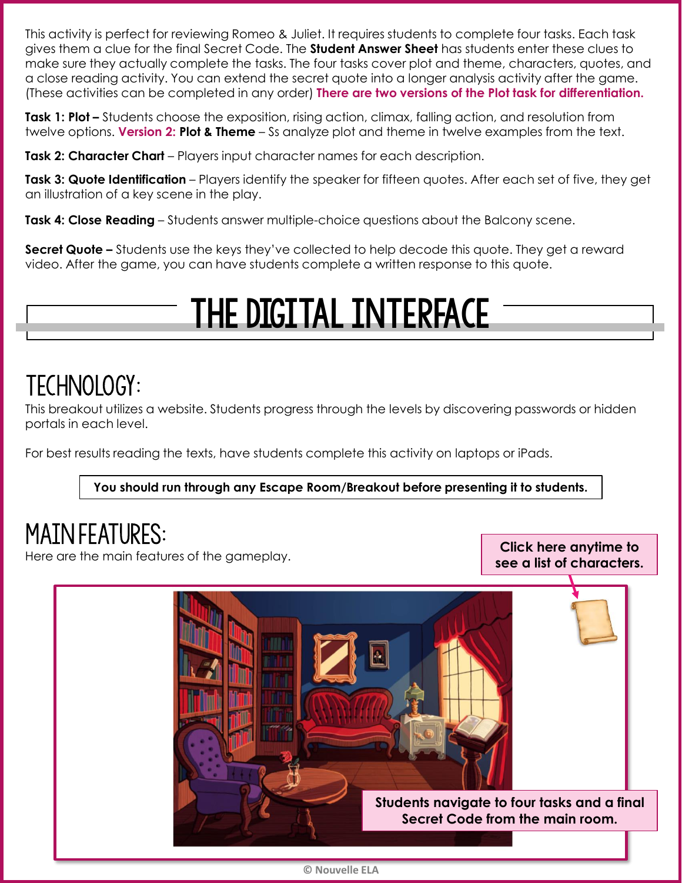This activity is perfect for reviewing Romeo & Juliet. It requires students to complete four tasks. Each task gives them a clue for the final Secret Code. The **Student Answer Sheet** has students enter these clues to make sure they actually complete the tasks. The four tasks cover plot and theme, characters, quotes, and a close reading activity. You can extend the secret quote into a longer analysis activity after the game. (These activities can be completed in any order) **There are two versions of the Plot task for differentiation.**

**Task 1: Plot –** Students choose the exposition, rising action, climax, falling action, and resolution from twelve options. **Version 2: Plot & Theme** – Ss analyze plot and theme in twelve examples from the text.

**Task 2: Character Chart** – Players input character names for each description.

**Task 3: Quote Identification** – Players identify the speaker for fifteen quotes. After each set of five, they get an illustration of a key scene in the play.

**Task 4: Close Reading** – Students answer multiple-choice questions about the Balcony scene.

**Secret Quote –** Students use the keys they've collected to help decode this quote. They get a reward video. After the game, you can have students complete a written response to this quote.

# THE DIGITAL INTERFACE

## TECHNOLOGY:

This breakout utilizes a website. Students progress through the levels by discovering passwords or hidden portals in each level.

For best results reading the texts, have students complete this activity on laptops or iPads.

**You should run through any Escape Room/Breakout before presenting it to students.**

## MAIN FEATURES:

Here are the main features of the gameplay.

**Click here anytime to see a list of characters.**

**Students navigate to four tasks and a final Secret Code from the main room.**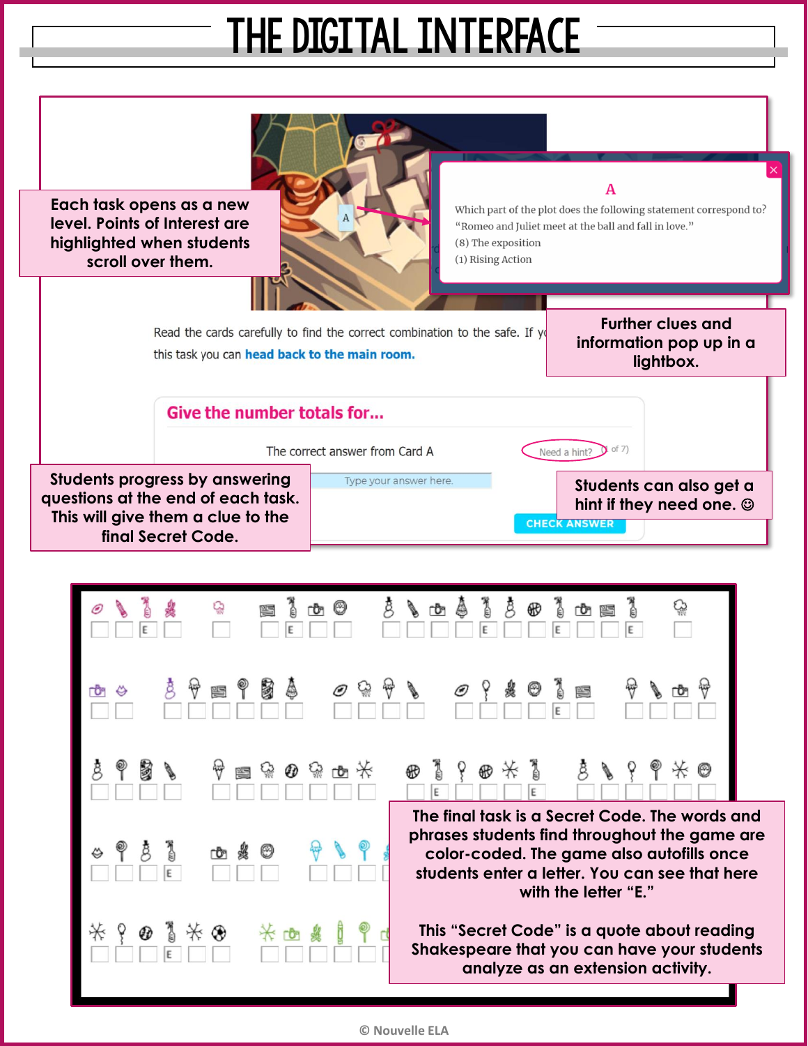# THE DIGITAL INTERFACE

Each task opens as a new level. Points of Interest are highlighted when students scroll over them.

A

Which part of the plot does the following statement correspond to?
"Romeo and Juliet meet at the ball and fall in love."
(8) The exposition
(1) Rising Action

Further clues and information pop up in a lightbox.

Read the cards carefully to find the correct combination to the safe. If y... this task you can **head back to the main room.**

**Give the number totals for...**

The correct answer from Card A

Need a hint? (1 of 7)

Type your answer here.

CHECK ANSWER

Students progress by answering questions at the end of each task. This will give them a clue to the final Secret Code.

Students can also get a hint if they need one. ☺

The final task is a Secret Code. The words and phrases students find throughout the game are color-coded. The game also autofills once students enter a letter. You can see that here with the letter "E."

This "Secret Code" is a quote about reading Shakespeare that you can have your students analyze as an extension activity.

© Nouvelle ELA